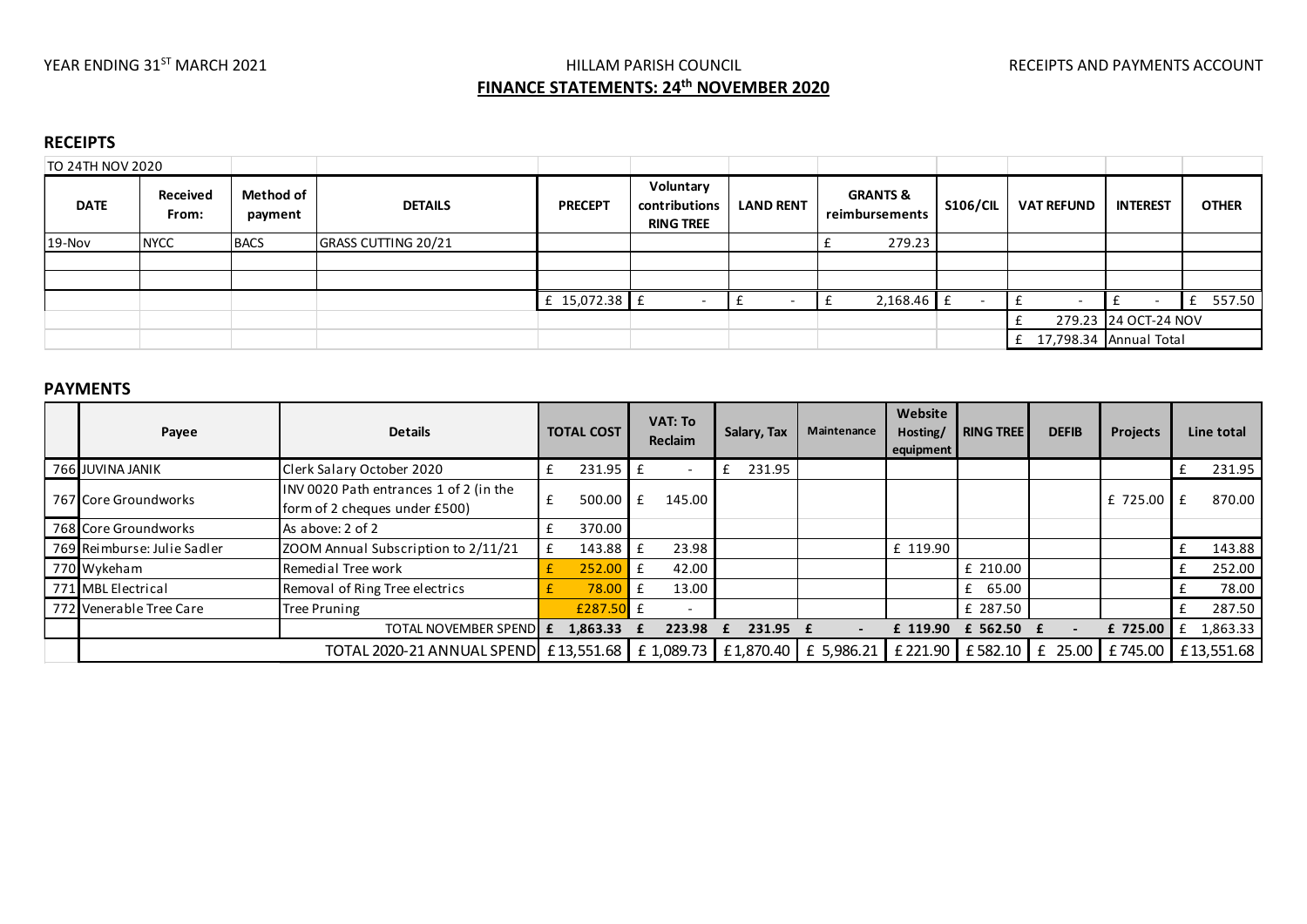YEAR ENDING 31ST MARCH 2021

# HILLAM PARISH COUNCIL

## FINANCE STATEMENTS: 24th NOVEMBER 2020

RECEIPTS AND PAYMENTS ACCOUNT

### RECEIPTS

TO 24TH NOV 2020

| DATE | Received From: | Method of payment | DETAILS | PRECEPT | Voluntary contributions RING TREE | LAND RENT | GRANTS & reimbursements | S106/CIL | VAT REFUND | INTEREST | OTHER |
|---|---|---|---|---|---|---|---|---|---|---|---|
| 19-Nov | NYCC | BACS | GRASS CUTTING 20/21 | | | | £ 279.23 | | | | |
| | | | | | | | | | | | |
| | | | | | | | | | | | |
| | | | | £ 15,072.38 | £ - | £ - | £ 2,168.46 | £ - | £ - | £ - | £ 557.50 |
| | | | | | | | | | £ 279.23 | 24 OCT-24 NOV | |
| | | | | | | | | | £ 17,798.34 | Annual Total | |

### PAYMENTS

| | Payee | Details | TOTAL COST | VAT: To Reclaim | Salary, Tax | Maintenance | Website Hosting/ equipment | RING TREE | DEFIB | Projects | Line total |
|---|---|---|---|---|---|---|---|---|---|---|---|
| 766 | JUVINA JANIK | Clerk Salary October 2020 | £ 231.95 | £ - | £ 231.95 | | | | | | £ 231.95 |
| 767 | Core Groundworks | INV 0020 Path entrances 1 of 2 (in the form of 2 cheques under £500) | £ 500.00 | £ 145.00 | | | | | | £ 725.00 | £ 870.00 |
| 768 | Core Groundworks | As above: 2 of 2 | £ 370.00 | | | | | | | | |
| 769 | Reimburse: Julie Sadler | ZOOM Annual Subscription to 2/11/21 | £ 143.88 | £ 23.98 | | | £ 119.90 | | | | £ 143.88 |
| 770 | Wykeham | Remedial Tree work | £ 252.00 | £ 42.00 | | | | £ 210.00 | | | £ 252.00 |
| 771 | MBL Electrical | Removal of Ring Tree electrics | £ 78.00 | £ 13.00 | | | | £ 65.00 | | | £ 78.00 |
| 772 | Venerable Tree Care | Tree Pruning | £287.50 | £ - | | | | £ 287.50 | | | £ 287.50 |
| | | TOTAL NOVEMBER SPEND | £ 1,863.33 | £ 223.98 | £ 231.95 | £ - | £ 119.90 | £ 562.50 | £ - | £ 725.00 | £ 1,863.33 |
| | | TOTAL 2020-21 ANNUAL SPEND | £13,551.68 | £ 1,089.73 | £1,870.40 | £ 5,986.21 | £221.90 | £582.10 | £ 25.00 | £745.00 | £13,551.68 |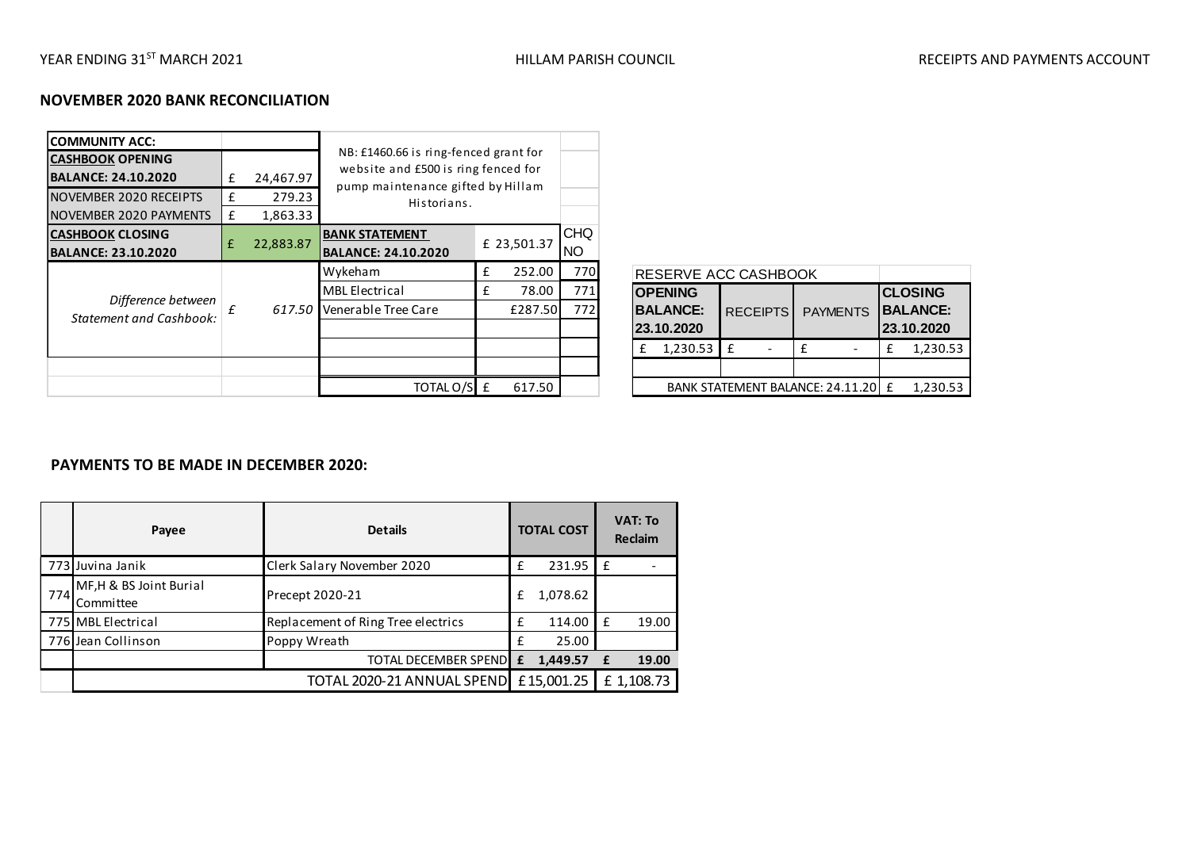YEAR ENDING 31ST MARCH 2021 — HILLAM PARISH COUNCIL — RECEIPTS AND PAYMENTS ACCOUNT

## NOVEMBER 2020 BANK RECONCILIATION

| COMMUNITY ACC: | | NB: £1460.66 is ring-fenced grant for website and £500 is ring fenced for pump maintenance gifted by Hillam Historians. | | |
|---|---|---|---|---|
| **CASHBOOK OPENING BALANCE: 24.10.2020** | £ 24,467.97 | | | |
| NOVEMBER 2020 RECEIPTS | £ 279.23 | | | |
| NOVEMBER 2020 PAYMENTS | £ 1,863.33 | | | |
| **CASHBOOK CLOSING BALANCE: 23.10.2020** | £ 22,883.87 | **BANK STATEMENT BALANCE: 24.10.2020** | £ 23,501.37 | CHQ NO |
| *Difference between Statement and Cashbook:* | *£ 617.50* | Wykeham | £ 252.00 | 770 |
| | | MBL Electrical | £ 78.00 | 771 |
| | | Venerable Tree Care | £287.50 | 772 |
| | | TOTAL O/S | £ 617.50 | |

| RESERVE ACC CASHBOOK | | | |
|---|---|---|---|
| **OPENING BALANCE: 23.10.2020** | RECEIPTS | PAYMENTS | **CLOSING BALANCE: 23.10.2020** |
| £ 1,230.53 | £ - | £ - | £ 1,230.53 |
| BANK STATEMENT BALANCE: 24.11.20 | | | £ 1,230.53 |

### PAYMENTS TO BE MADE IN DECEMBER 2020:

| | Payee | Details | TOTAL COST | VAT: To Reclaim |
|---|---|---|---|---|
| 773 | Juvina Janik | Clerk Salary November 2020 | £ 231.95 | £ - |
| 774 | MF,H & BS Joint Burial Committee | Precept 2020-21 | £ 1,078.62 | |
| 775 | MBL Electrical | Replacement of Ring Tree electrics | £ 114.00 | £ 19.00 |
| 776 | Jean Collinson | Poppy Wreath | £ 25.00 | |
| | | TOTAL DECEMBER SPEND | **£ 1,449.57** | **£ 19.00** |
| | | TOTAL 2020-21 ANNUAL SPEND | £15,001.25 | £ 1,108.73 |